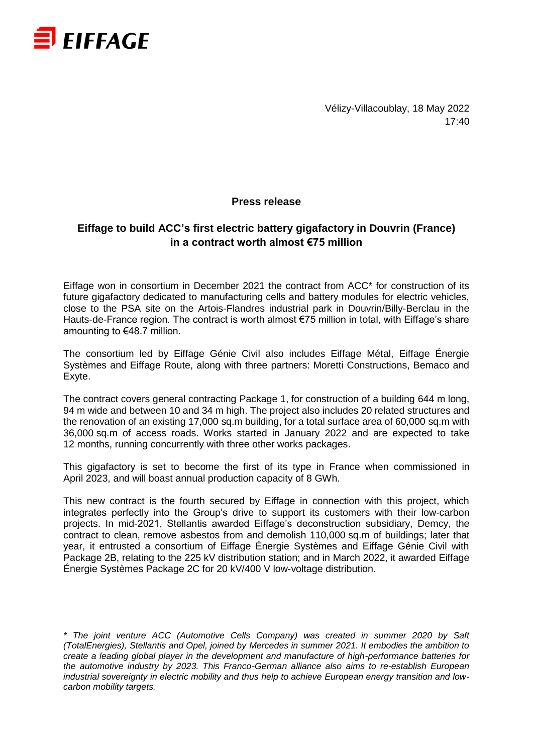Vélizy-Villacoublay, 18 May 2022
17:40

**Press release**

## Eiffage to build ACC's first electric battery gigafactory in Douvrin (France) in a contract worth almost €75 million

Eiffage won in consortium in December 2021 the contract from ACC* for construction of its future gigafactory dedicated to manufacturing cells and battery modules for electric vehicles, close to the PSA site on the Artois-Flandres industrial park in Douvrin/Billy-Berclau in the Hauts-de-France region. The contract is worth almost €75 million in total, with Eiffage's share amounting to €48.7 million.

The consortium led by Eiffage Génie Civil also includes Eiffage Métal, Eiffage Énergie Systèmes and Eiffage Route, along with three partners: Moretti Constructions, Bemaco and Exyte.

The contract covers general contracting Package 1, for construction of a building 644 m long, 94 m wide and between 10 and 34 m high. The project also includes 20 related structures and the renovation of an existing 17,000 sq.m building, for a total surface area of 60,000 sq.m with 36,000 sq.m of access roads. Works started in January 2022 and are expected to take 12 months, running concurrently with three other works packages.

This gigafactory is set to become the first of its type in France when commissioned in April 2023, and will boast annual production capacity of 8 GWh.

This new contract is the fourth secured by Eiffage in connection with this project, which integrates perfectly into the Group's drive to support its customers with their low-carbon projects. In mid-2021, Stellantis awarded Eiffage's deconstruction subsidiary, Demcy, the contract to clean, remove asbestos from and demolish 110,000 sq.m of buildings; later that year, it entrusted a consortium of Eiffage Énergie Systèmes and Eiffage Génie Civil with Package 2B, relating to the 225 kV distribution station; and in March 2022, it awarded Eiffage Énergie Systèmes Package 2C for 20 kV/400 V low-voltage distribution.

*\* The joint venture ACC (Automotive Cells Company) was created in summer 2020 by Saft (TotalEnergies), Stellantis and Opel, joined by Mercedes in summer 2021. It embodies the ambition to create a leading global player in the development and manufacture of high-performance batteries for the automotive industry by 2023. This Franco-German alliance also aims to re-establish European industrial sovereignty in electric mobility and thus help to achieve European energy transition and low-carbon mobility targets.*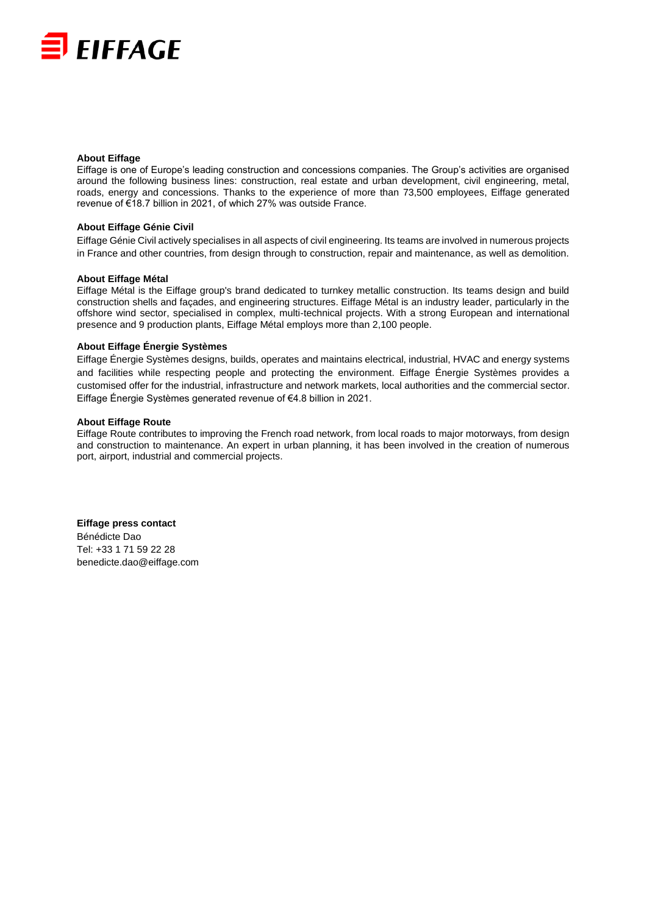**About Eiffage**

Eiffage is one of Europe's leading construction and concessions companies. The Group's activities are organised around the following business lines: construction, real estate and urban development, civil engineering, metal, roads, energy and concessions. Thanks to the experience of more than 73,500 employees, Eiffage generated revenue of €18.7 billion in 2021, of which 27% was outside France.

**About Eiffage Génie Civil**

Eiffage Génie Civil actively specialises in all aspects of civil engineering. Its teams are involved in numerous projects in France and other countries, from design through to construction, repair and maintenance, as well as demolition.

**About Eiffage Métal**

Eiffage Métal is the Eiffage group's brand dedicated to turnkey metallic construction. Its teams design and build construction shells and façades, and engineering structures. Eiffage Métal is an industry leader, particularly in the offshore wind sector, specialised in complex, multi-technical projects. With a strong European and international presence and 9 production plants, Eiffage Métal employs more than 2,100 people.

**About Eiffage Énergie Systèmes**

Eiffage Énergie Systèmes designs, builds, operates and maintains electrical, industrial, HVAC and energy systems and facilities while respecting people and protecting the environment. Eiffage Énergie Systèmes provides a customised offer for the industrial, infrastructure and network markets, local authorities and the commercial sector. Eiffage Énergie Systèmes generated revenue of €4.8 billion in 2021.

**About Eiffage Route**

Eiffage Route contributes to improving the French road network, from local roads to major motorways, from design and construction to maintenance. An expert in urban planning, it has been involved in the creation of numerous port, airport, industrial and commercial projects.

**Eiffage press contact**
Bénédicte Dao
Tel: +33 1 71 59 22 28
benedicte.dao@eiffage.com